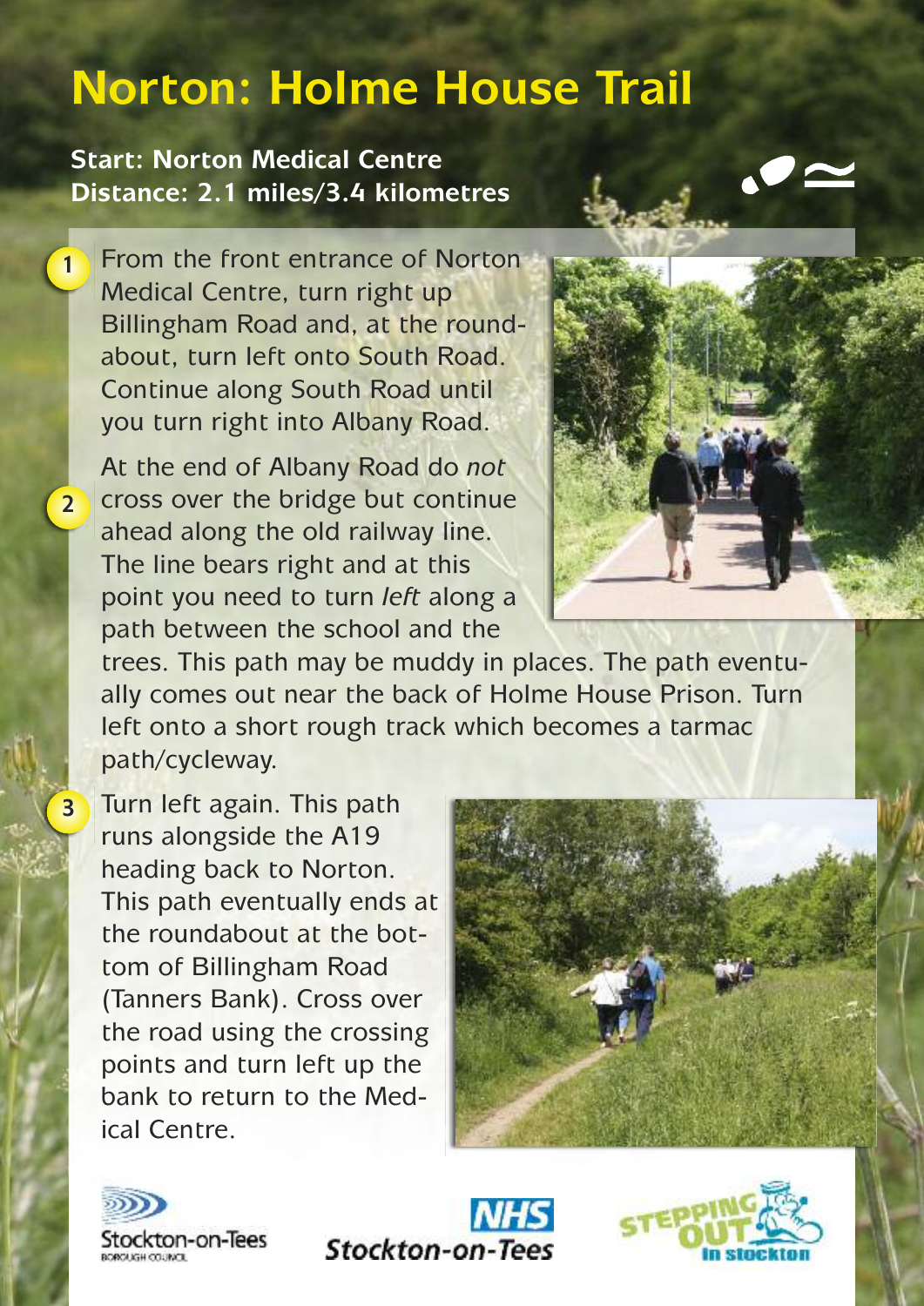# Norton: Holme House Trail

**Start: Norton Medical Centre**
**Distance: 2.1 miles/3.4 kilometres**

1. From the front entrance of Norton Medical Centre, turn right up Billingham Road and, at the roundabout, turn left onto South Road. Continue along South Road until you turn right into Albany Road.

2. At the end of Albany Road do *not* cross over the bridge but continue ahead along the old railway line. The line bears right and at this point you need to turn *left* along a path between the school and the trees. This path may be muddy in places. The path eventually comes out near the back of Holme House Prison. Turn left onto a short rough track which becomes a tarmac path/cycleway.

3. Turn left again. This path runs alongside the A19 heading back to Norton. This path eventually ends at the roundabout at the bottom of Billingham Road (Tanners Bank). Cross over the road using the crossing points and turn left up the bank to return to the Medical Centre.

Stockton-on-Tees Borough Council

NHS Stockton-on-Tees

Stepping Out in Stockton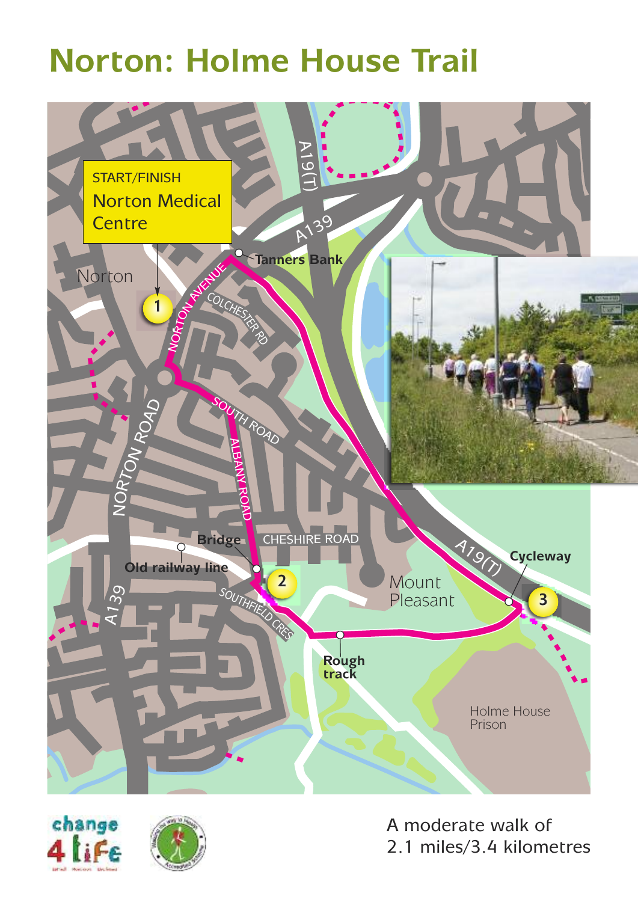# Norton: Holme House Trail

START/FINISH
Norton Medical Centre

Norton

Tanners Bank

A139

A19(T)

NORTON AVENUE

COLCHESTER RD

SOUTH ROAD

ALBANY ROAD

NORTON ROAD

CHESHIRE ROAD

Bridge

Old railway line

SOUTHFIELD CRES

Mount Pleasant

Cycleway

Rough track

Holme House Prison

1

2

3

A moderate walk of
2.1 miles/3.4 kilometres